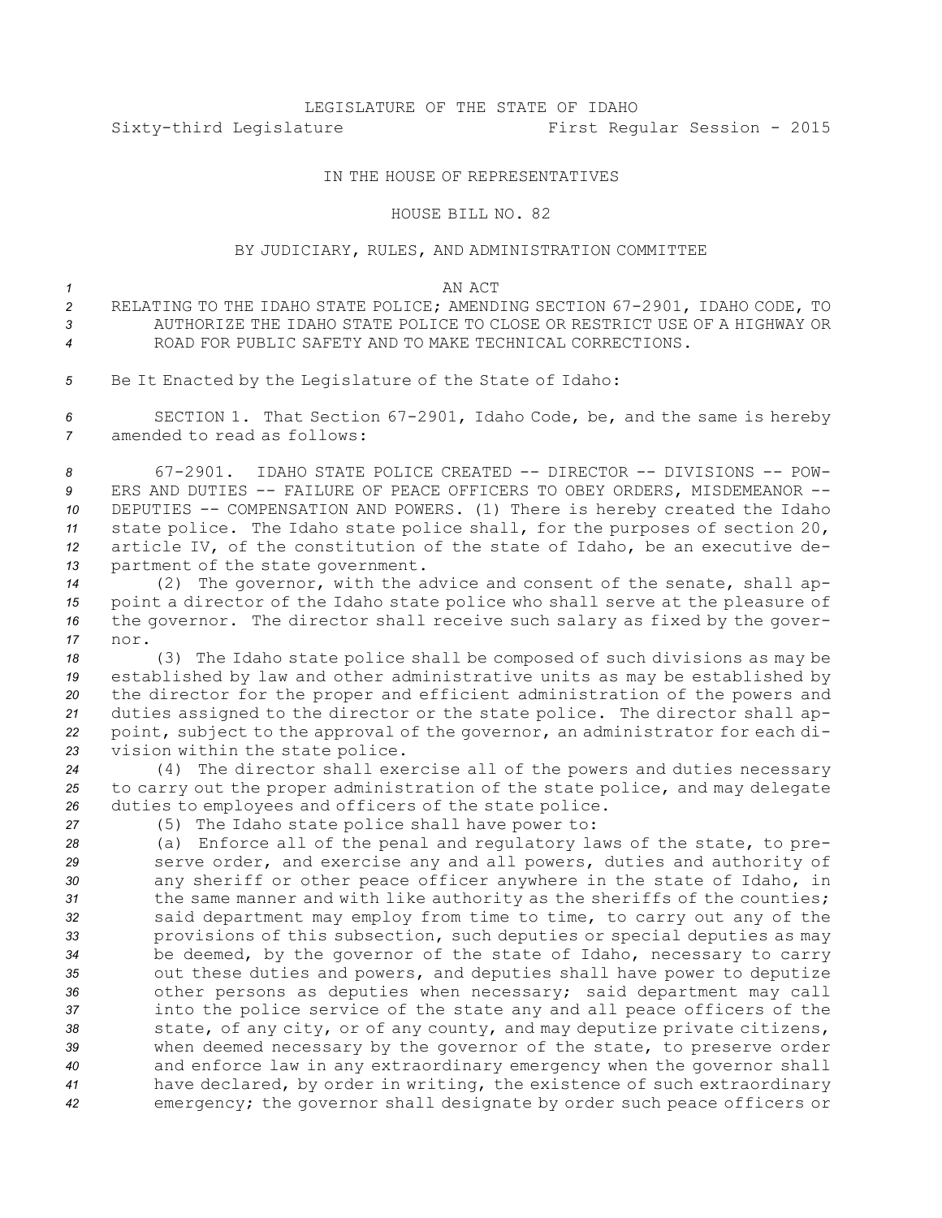LEGISLATURE OF THE STATE OF IDAHO
Sixty-third Legislature First Regular Session - 2015

IN THE HOUSE OF REPRESENTATIVES

HOUSE BILL NO. 82

BY JUDICIARY, RULES, AND ADMINISTRATION COMMITTEE

AN ACT

RELATING TO THE IDAHO STATE POLICE; AMENDING SECTION 67-2901, IDAHO CODE, TO AUTHORIZE THE IDAHO STATE POLICE TO CLOSE OR RESTRICT USE OF A HIGHWAY OR ROAD FOR PUBLIC SAFETY AND TO MAKE TECHNICAL CORRECTIONS.

Be It Enacted by the Legislature of the State of Idaho:

SECTION 1. That Section 67-2901, Idaho Code, be, and the same is hereby amended to read as follows:

67-2901. IDAHO STATE POLICE CREATED -- DIRECTOR -- DIVISIONS -- POWERS AND DUTIES -- FAILURE OF PEACE OFFICERS TO OBEY ORDERS, MISDEMEANOR -- DEPUTIES -- COMPENSATION AND POWERS. (1) There is hereby created the Idaho state police. The Idaho state police shall, for the purposes of section 20, article IV, of the constitution of the state of Idaho, be an executive department of the state government.

(2) The governor, with the advice and consent of the senate, shall appoint a director of the Idaho state police who shall serve at the pleasure of the governor. The director shall receive such salary as fixed by the governor.

(3) The Idaho state police shall be composed of such divisions as may be established by law and other administrative units as may be established by the director for the proper and efficient administration of the powers and duties assigned to the director or the state police. The director shall appoint, subject to the approval of the governor, an administrator for each division within the state police.

(4) The director shall exercise all of the powers and duties necessary to carry out the proper administration of the state police, and may delegate duties to employees and officers of the state police.

(5) The Idaho state police shall have power to:

(a) Enforce all of the penal and regulatory laws of the state, to preserve order, and exercise any and all powers, duties and authority of any sheriff or other peace officer anywhere in the state of Idaho, in the same manner and with like authority as the sheriffs of the counties; said department may employ from time to time, to carry out any of the provisions of this subsection, such deputies or special deputies as may be deemed, by the governor of the state of Idaho, necessary to carry out these duties and powers, and deputies shall have power to deputize other persons as deputies when necessary; said department may call into the police service of the state any and all peace officers of the state, of any city, or of any county, and may deputize private citizens, when deemed necessary by the governor of the state, to preserve order and enforce law in any extraordinary emergency when the governor shall have declared, by order in writing, the existence of such extraordinary emergency; the governor shall designate by order such peace officers or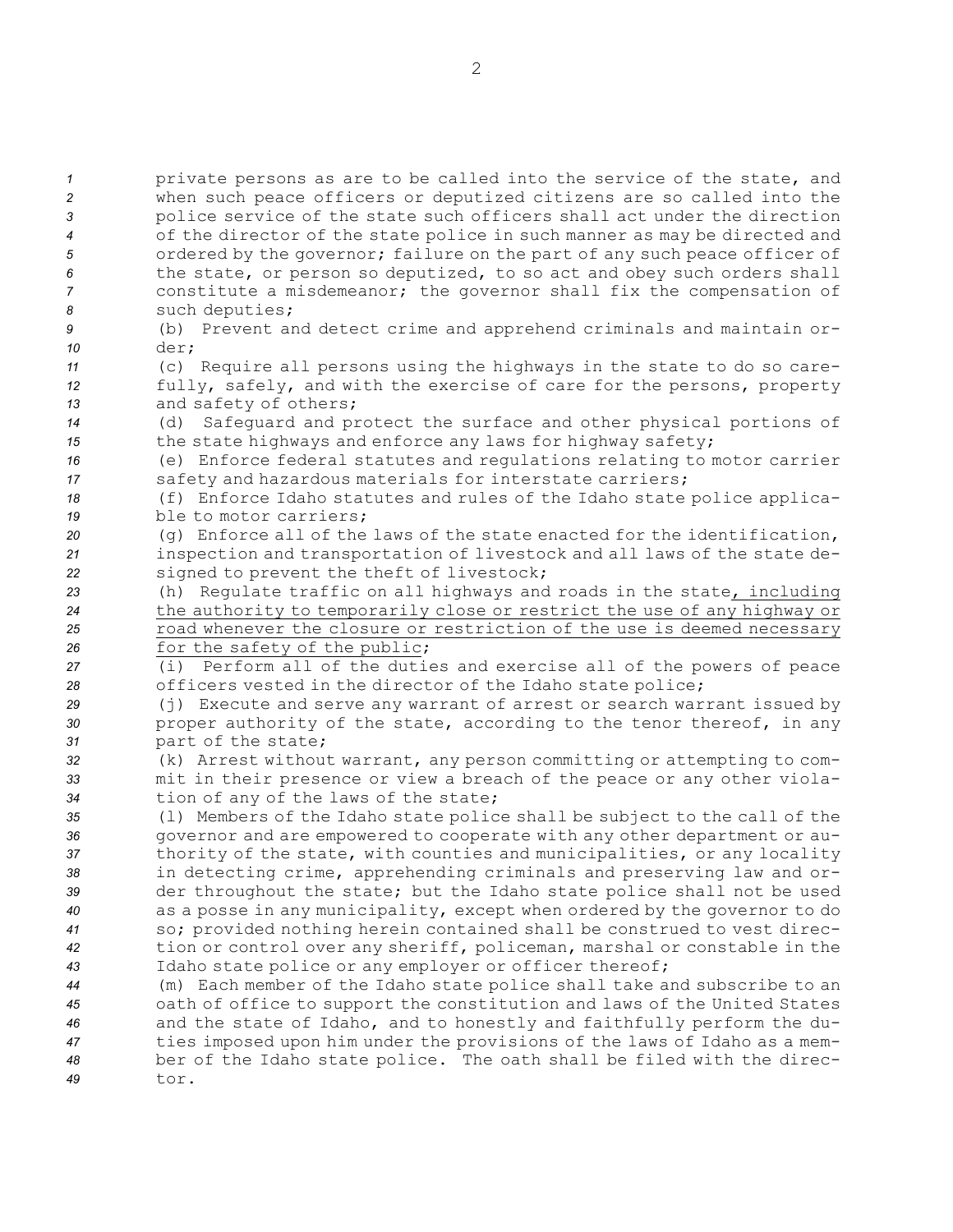private persons as are to be called into the service of the state, and when such peace officers or deputized citizens are so called into the police service of the state such officers shall act under the direction of the director of the state police in such manner as may be directed and ordered by the governor; failure on the part of any such peace officer of the state, or person so deputized, to so act and obey such orders shall constitute a misdemeanor; the governor shall fix the compensation of such deputies;

(b) Prevent and detect crime and apprehend criminals and maintain order;

(c) Require all persons using the highways in the state to do so carefully, safely, and with the exercise of care for the persons, property and safety of others;

(d) Safeguard and protect the surface and other physical portions of the state highways and enforce any laws for highway safety;

(e) Enforce federal statutes and regulations relating to motor carrier safety and hazardous materials for interstate carriers;

(f) Enforce Idaho statutes and rules of the Idaho state police applicable to motor carriers;

(g) Enforce all of the laws of the state enacted for the identification, inspection and transportation of livestock and all laws of the state designed to prevent the theft of livestock;

(h) Regulate traffic on all highways and roads in the state<ins>, including the authority to temporarily close or restrict the use of any highway or road whenever the closure or restriction of the use is deemed necessary for the safety of the public</ins>;

(i) Perform all of the duties and exercise all of the powers of peace officers vested in the director of the Idaho state police;

(j) Execute and serve any warrant of arrest or search warrant issued by proper authority of the state, according to the tenor thereof, in any part of the state;

(k) Arrest without warrant, any person committing or attempting to commit in their presence or view a breach of the peace or any other violation of any of the laws of the state;

(l) Members of the Idaho state police shall be subject to the call of the governor and are empowered to cooperate with any other department or authority of the state, with counties and municipalities, or any locality in detecting crime, apprehending criminals and preserving law and order throughout the state; but the Idaho state police shall not be used as a posse in any municipality, except when ordered by the governor to do so; provided nothing herein contained shall be construed to vest direction or control over any sheriff, policeman, marshal or constable in the Idaho state police or any employer or officer thereof;

(m) Each member of the Idaho state police shall take and subscribe to an oath of office to support the constitution and laws of the United States and the state of Idaho, and to honestly and faithfully perform the duties imposed upon him under the provisions of the laws of Idaho as a member of the Idaho state police. The oath shall be filed with the director.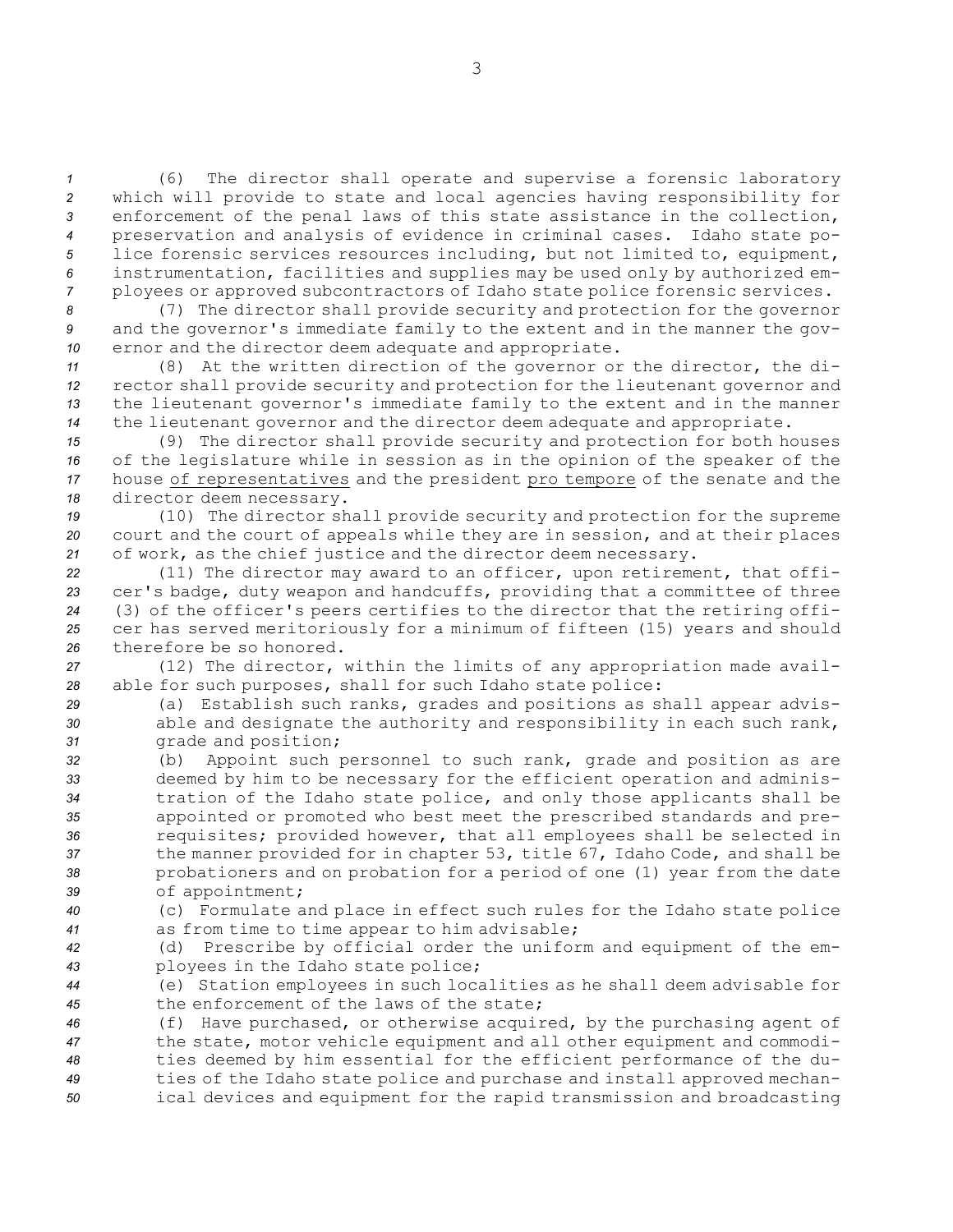(6) The director shall operate and supervise a forensic laboratory which will provide to state and local agencies having responsibility for enforcement of the penal laws of this state assistance in the collection, preservation and analysis of evidence in criminal cases. Idaho state police forensic services resources including, but not limited to, equipment, instrumentation, facilities and supplies may be used only by authorized employees or approved subcontractors of Idaho state police forensic services.

(7) The director shall provide security and protection for the governor and the governor's immediate family to the extent and in the manner the governor and the director deem adequate and appropriate.

(8) At the written direction of the governor or the director, the director shall provide security and protection for the lieutenant governor and the lieutenant governor's immediate family to the extent and in the manner the lieutenant governor and the director deem adequate and appropriate.

(9) The director shall provide security and protection for both houses of the legislature while in session as in the opinion of the speaker of the house <u>of representatives</u> and the president <u>pro tempore</u> of the senate and the director deem necessary.

(10) The director shall provide security and protection for the supreme court and the court of appeals while they are in session, and at their places of work, as the chief justice and the director deem necessary.

(11) The director may award to an officer, upon retirement, that officer's badge, duty weapon and handcuffs, providing that a committee of three (3) of the officer's peers certifies to the director that the retiring officer has served meritoriously for a minimum of fifteen (15) years and should therefore be so honored.

(12) The director, within the limits of any appropriation made available for such purposes, shall for such Idaho state police:

(a) Establish such ranks, grades and positions as shall appear advisable and designate the authority and responsibility in each such rank, grade and position;

(b) Appoint such personnel to such rank, grade and position as are deemed by him to be necessary for the efficient operation and administration of the Idaho state police, and only those applicants shall be appointed or promoted who best meet the prescribed standards and prerequisites; provided however, that all employees shall be selected in the manner provided for in chapter 53, title 67, Idaho Code, and shall be probationers and on probation for a period of one (1) year from the date of appointment;

(c) Formulate and place in effect such rules for the Idaho state police as from time to time appear to him advisable;

(d) Prescribe by official order the uniform and equipment of the employees in the Idaho state police;

(e) Station employees in such localities as he shall deem advisable for the enforcement of the laws of the state;

(f) Have purchased, or otherwise acquired, by the purchasing agent of the state, motor vehicle equipment and all other equipment and commodities deemed by him essential for the efficient performance of the duties of the Idaho state police and purchase and install approved mechanical devices and equipment for the rapid transmission and broadcasting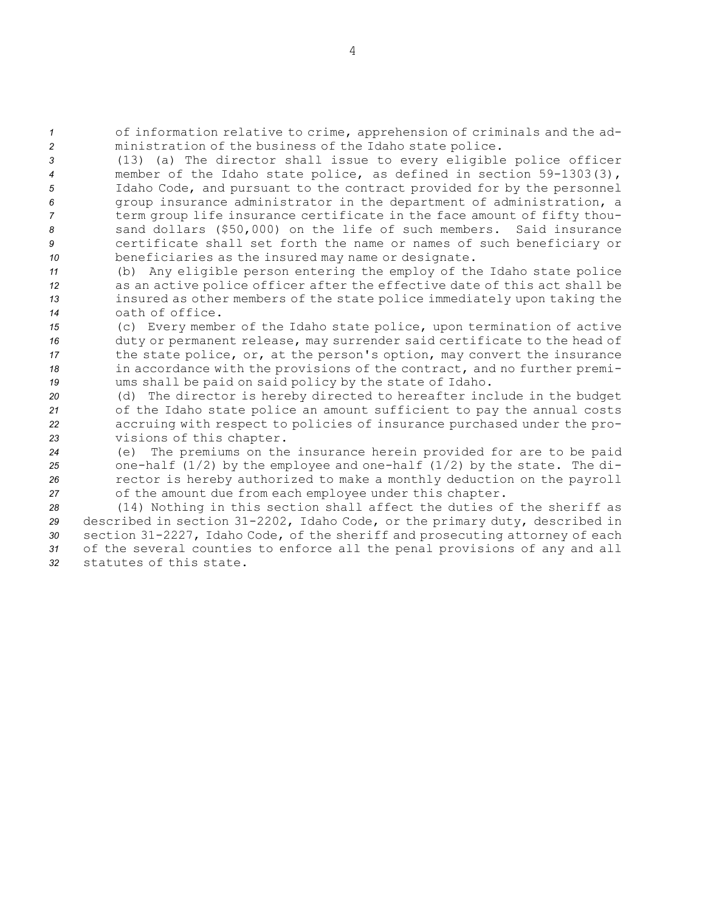of information relative to crime, apprehension of criminals and the administration of the business of the Idaho state police.

(13) (a) The director shall issue to every eligible police officer member of the Idaho state police, as defined in section 59-1303(3), Idaho Code, and pursuant to the contract provided for by the personnel group insurance administrator in the department of administration, a term group life insurance certificate in the face amount of fifty thousand dollars ($50,000) on the life of such members. Said insurance certificate shall set forth the name or names of such beneficiary or beneficiaries as the insured may name or designate.

(b) Any eligible person entering the employ of the Idaho state police as an active police officer after the effective date of this act shall be insured as other members of the state police immediately upon taking the oath of office.

(c) Every member of the Idaho state police, upon termination of active duty or permanent release, may surrender said certificate to the head of the state police, or, at the person's option, may convert the insurance in accordance with the provisions of the contract, and no further premiums shall be paid on said policy by the state of Idaho.

(d) The director is hereby directed to hereafter include in the budget of the Idaho state police an amount sufficient to pay the annual costs accruing with respect to policies of insurance purchased under the provisions of this chapter.

(e) The premiums on the insurance herein provided for are to be paid one-half (1/2) by the employee and one-half (1/2) by the state. The director is hereby authorized to make a monthly deduction on the payroll of the amount due from each employee under this chapter.

(14) Nothing in this section shall affect the duties of the sheriff as described in section 31-2202, Idaho Code, or the primary duty, described in section 31-2227, Idaho Code, of the sheriff and prosecuting attorney of each of the several counties to enforce all the penal provisions of any and all statutes of this state.